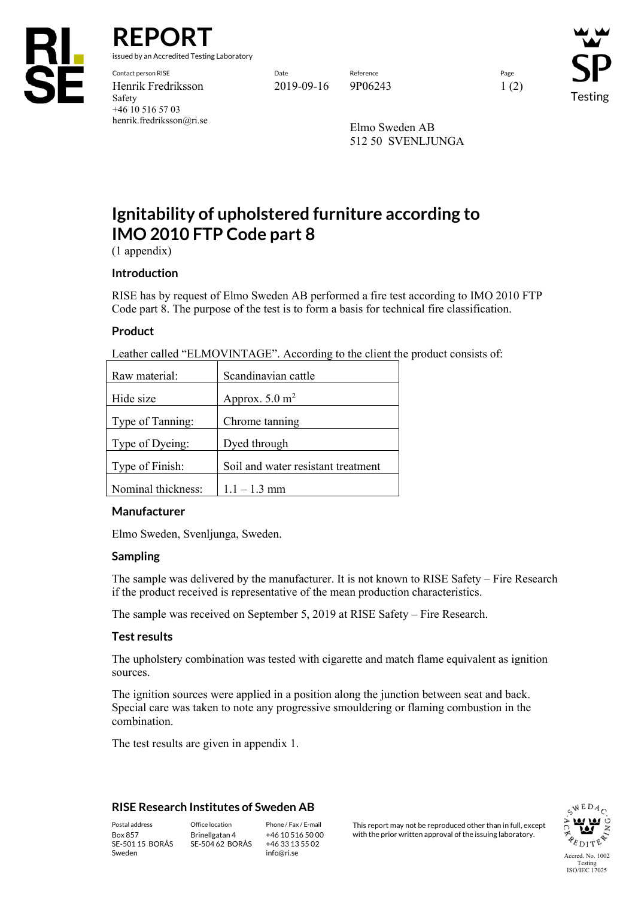# REPORT

issued by an Accredited Testing Laboratory

| Contact person RISE | Date | Reference | Page |
| --- | --- | --- | --- |
| Henrik Fredriksson | 2019-09-16 | 9P06243 | 1 (2) |
| Safety | | | |
| +46 10 516 57 03 | | | |
| henrik.fredriksson@ri.se | | | |

Elmo Sweden AB
512 50 SVENLJUNGA

# Ignitability of upholstered furniture according to IMO 2010 FTP Code part 8

(1 appendix)

## Introduction

RISE has by request of Elmo Sweden AB performed a fire test according to IMO 2010 FTP Code part 8. The purpose of the test is to form a basis for technical fire classification.

## Product

Leather called "ELMOVINTAGE". According to the client the product consists of:

| | |
| --- | --- |
| Raw material: | Scandinavian cattle |
| Hide size | Approx. 5.0 $m^2$ |
| Type of Tanning: | Chrome tanning |
| Type of Dyeing: | Dyed through |
| Type of Finish: | Soil and water resistant treatment |
| Nominal thickness: | 1.1 – 1.3 mm |

## Manufacturer

Elmo Sweden, Svenljunga, Sweden.

## Sampling

The sample was delivered by the manufacturer. It is not known to RISE Safety – Fire Research if the product received is representative of the mean production characteristics.

The sample was received on September 5, 2019 at RISE Safety – Fire Research.

## Test results

The upholstery combination was tested with cigarette and match flame equivalent as ignition sources.

The ignition sources were applied in a position along the junction between seat and back. Special care was taken to note any progressive smouldering or flaming combustion in the combination.

The test results are given in appendix 1.

## RISE Research Institutes of Sweden AB

| Postal address | Office location | Phone / Fax / E-mail |
| --- | --- | --- |
| Box 857 | Brinellgatan 4 | +46 10 516 50 00 |
| SE-501 15 BORÅS | SE-504 62 BORÅS | +46 33 13 55 02 |
| Sweden | | info@ri.se |

This report may not be reproduced other than in full, except with the prior written approval of the issuing laboratory.

Accred. No. 1002
Testing
ISO/IEC 17025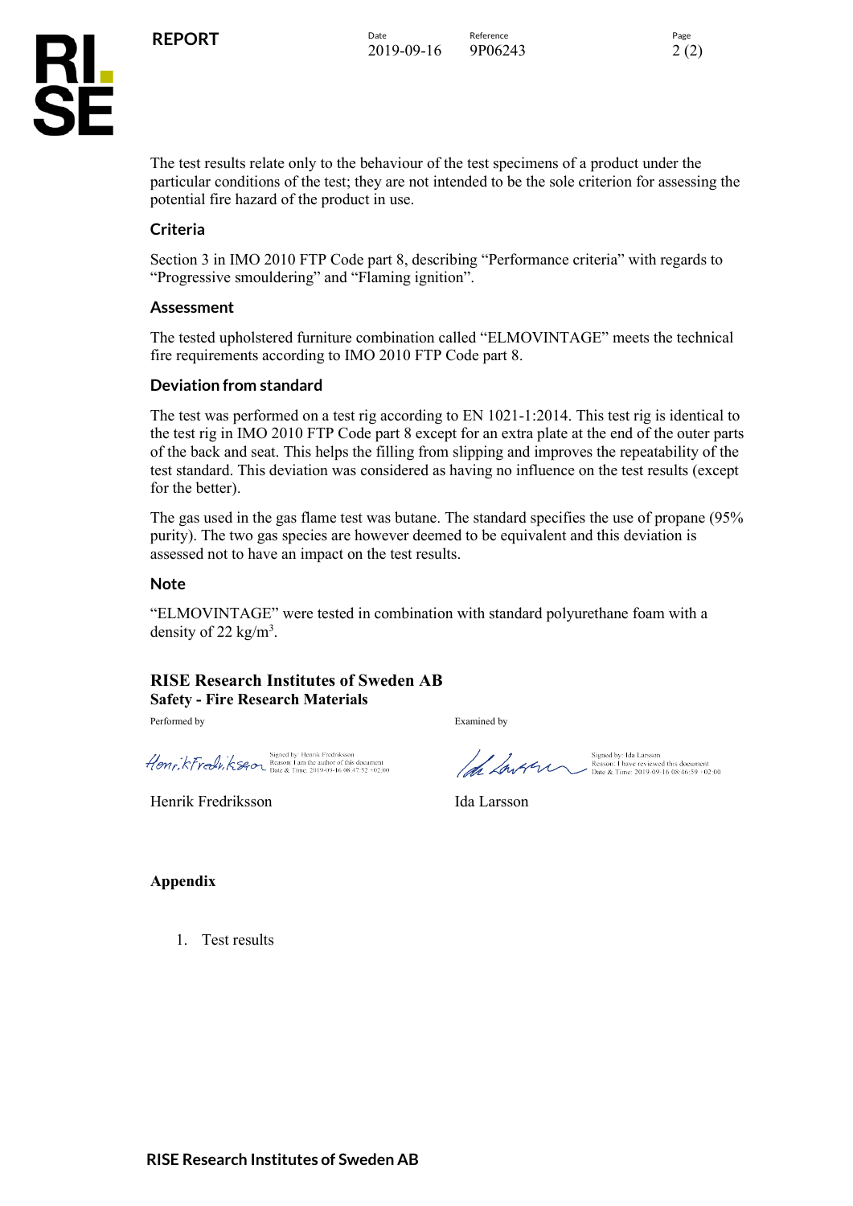The test results relate only to the behaviour of the test specimens of a product under the particular conditions of the test; they are not intended to be the sole criterion for assessing the potential fire hazard of the product in use.

### Criteria

Section 3 in IMO 2010 FTP Code part 8, describing “Performance criteria” with regards to “Progressive smouldering” and “Flaming ignition”.

### Assessment

The tested upholstered furniture combination called “ELMOVINTAGE” meets the technical fire requirements according to IMO 2010 FTP Code part 8.

### Deviation from standard

The test was performed on a test rig according to EN 1021-1:2014. This test rig is identical to the test rig in IMO 2010 FTP Code part 8 except for an extra plate at the end of the outer parts of the back and seat. This helps the filling from slipping and improves the repeatability of the test standard. This deviation was considered as having no influence on the test results (except for the better).

The gas used in the gas flame test was butane. The standard specifies the use of propane (95% purity). The two gas species are however deemed to be equivalent and this deviation is assessed not to have an impact on the test results.

### Note

“ELMOVINTAGE” were tested in combination with standard polyurethane foam with a density of 22 $kg/m^3$.

**RISE Research Institutes of Sweden AB**
**Safety - Fire Research Materials**

| Performed by | Examined by |
| --- | --- |
| Signed by: Henrik Fredriksson<br>Reason: I am the author of this document<br>Date & Time: 2019-09-16 08:47:52 +02:00 | Signed by: Ida Larsson<br>Reason: I have reviewed this document<br>Date & Time: 2019-09-16 08:46:59 +02:00 |
| Henrik Fredriksson | Ida Larsson |

**Appendix**

1. Test results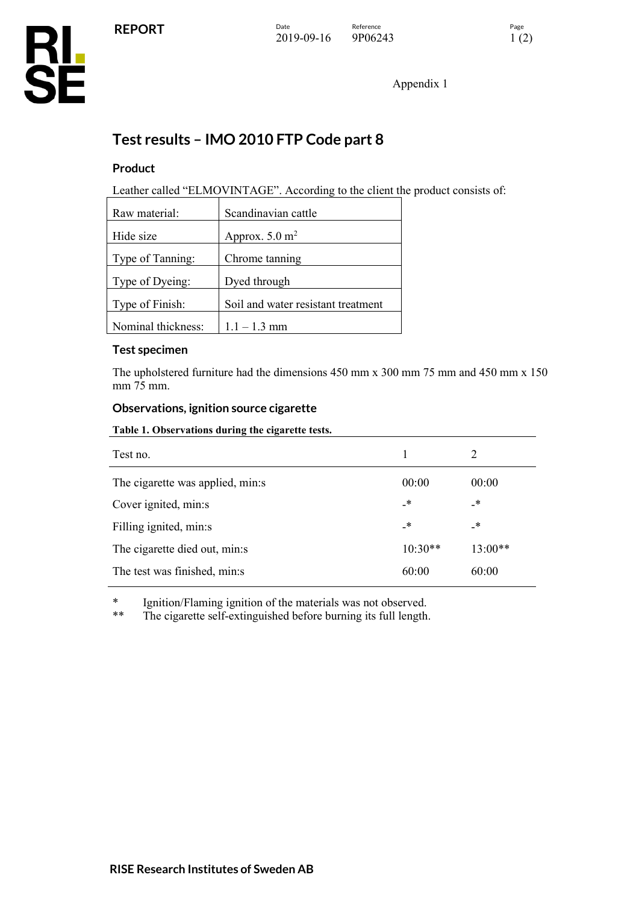Appendix 1

# Test results – IMO 2010 FTP Code part 8

## Product

Leather called "ELMOVINTAGE". According to the client the product consists of:

| Raw material: | Scandinavian cattle |
|---|---|
| Hide size | Approx. 5.0 m$^2$ |
| Type of Tanning: | Chrome tanning |
| Type of Dyeing: | Dyed through |
| Type of Finish: | Soil and water resistant treatment |
| Nominal thickness: | 1.1 – 1.3 mm |

## Test specimen

The upholstered furniture had the dimensions 450 mm x 300 mm 75 mm and 450 mm x 150 mm 75 mm.

## Observations, ignition source cigarette

**Table 1. Observations during the cigarette tests.**

| Test no. | 1 | 2 |
|---|---|---|
| The cigarette was applied, min:s | 00:00 | 00:00 |
| Cover ignited, min:s | -* | -* |
| Filling ignited, min:s | -* | -* |
| The cigarette died out, min:s | 10:30** | 13:00** |
| The test was finished, min:s | 60:00 | 60:00 |

\* Ignition/Flaming ignition of the materials was not observed.
** The cigarette self-extinguished before burning its full length.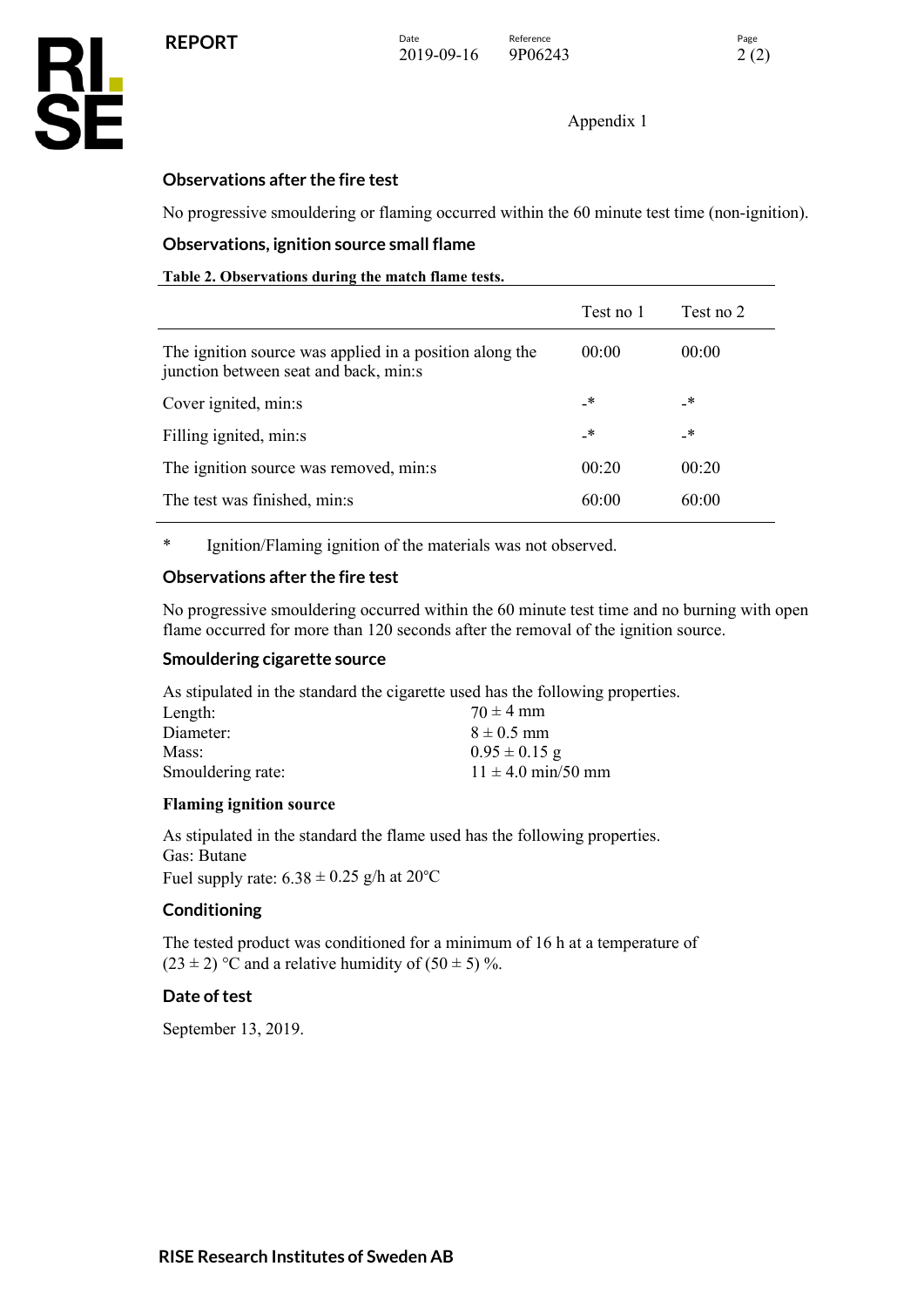Appendix 1

## Observations after the fire test

No progressive smouldering or flaming occurred within the 60 minute test time (non-ignition).

## Observations, ignition source small flame

**Table 2. Observations during the match flame tests.**

| | Test no 1 | Test no 2 |
|---|---|---|
| The ignition source was applied in a position along the junction between seat and back, min:s | 00:00 | 00:00 |
| Cover ignited, min:s | -* | -* |
| Filling ignited, min:s | -* | -* |
| The ignition source was removed, min:s | 00:20 | 00:20 |
| The test was finished, min:s | 60:00 | 60:00 |

\* Ignition/Flaming ignition of the materials was not observed.

## Observations after the fire test

No progressive smouldering occurred within the 60 minute test time and no burning with open flame occurred for more than 120 seconds after the removal of the ignition source.

## Smouldering cigarette source

As stipulated in the standard the cigarette used has the following properties.

| | |
|---|---|
| Length: | 70 ± 4 mm |
| Diameter: | 8 ± 0.5 mm |
| Mass: | 0.95 ± 0.15 g |
| Smouldering rate: | 11 ± 4.0 min/50 mm |

## Flaming ignition source

As stipulated in the standard the flame used has the following properties.
Gas: Butane
Fuel supply rate: 6.38 ± 0.25 g/h at 20°C

## Conditioning

The tested product was conditioned for a minimum of 16 h at a temperature of (23 ± 2) °C and a relative humidity of (50 ± 5) %.

## Date of test

September 13, 2019.